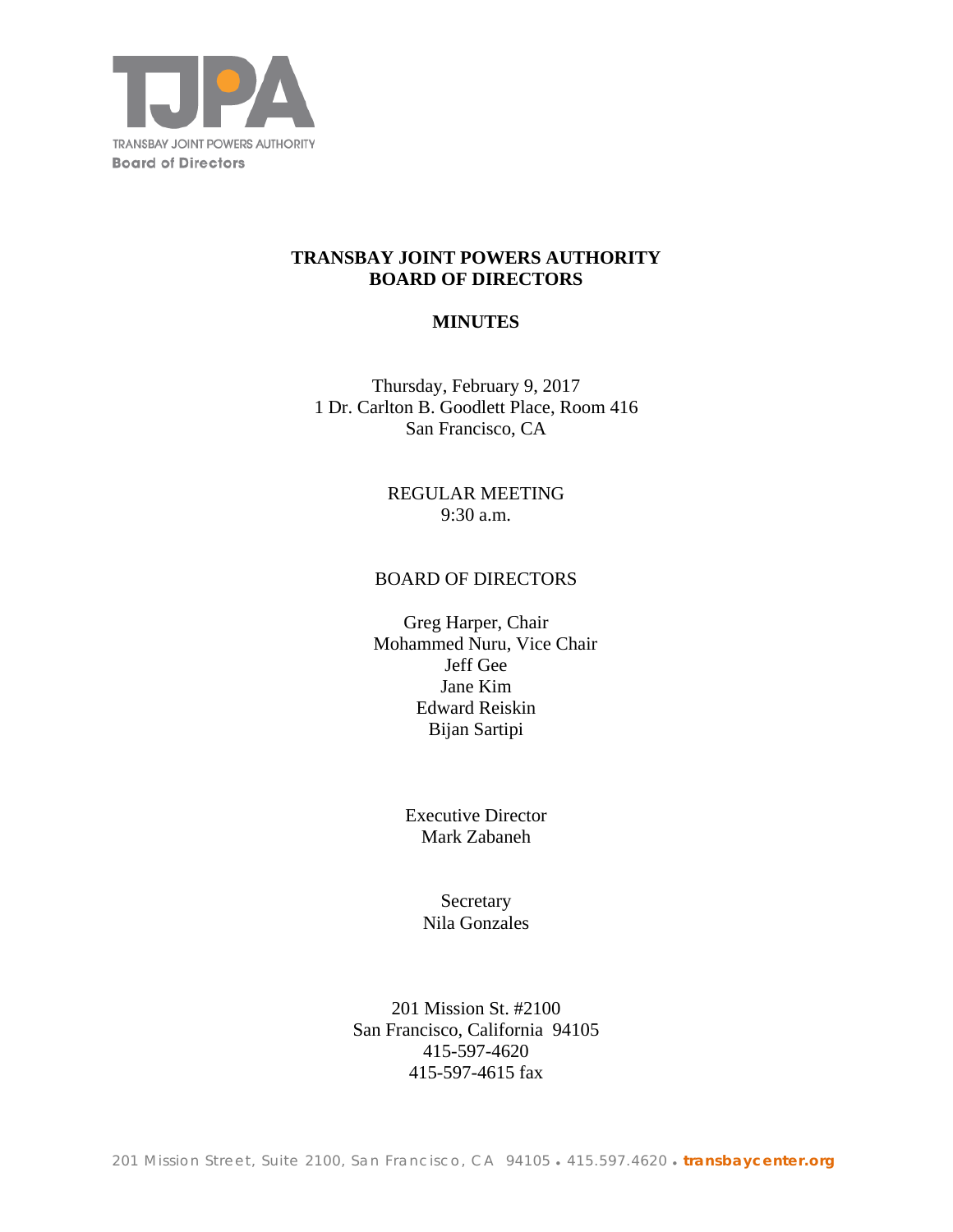TRANSBAY JOINT POWERS AUTHORITY
Board of Directors

# TRANSBAY JOINT POWERS AUTHORITY
# BOARD OF DIRECTORS

## MINUTES

Thursday, February 9, 2017
1 Dr. Carlton B. Goodlett Place, Room 416
San Francisco, CA

REGULAR MEETING
9:30 a.m.

BOARD OF DIRECTORS

Greg Harper, Chair
Mohammed Nuru, Vice Chair
Jeff Gee
Jane Kim
Edward Reiskin
Bijan Sartipi

Executive Director
Mark Zabaneh

Secretary
Nila Gonzales

201 Mission St. #2100
San Francisco, California 94105
415-597-4620
415-597-4615 fax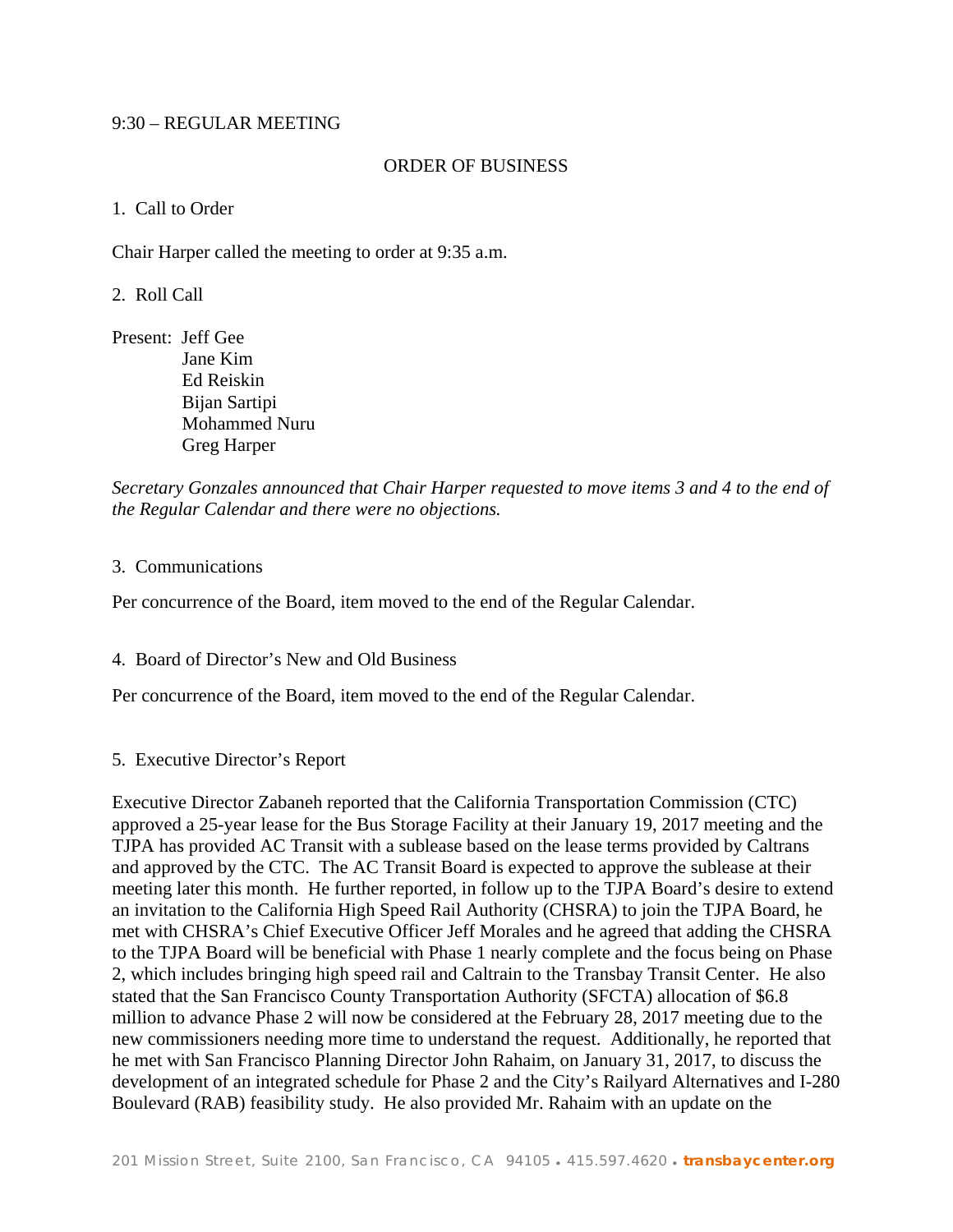9:30 – REGULAR MEETING

ORDER OF BUSINESS

1. Call to Order

Chair Harper called the meeting to order at 9:35 a.m.

2. Roll Call

Present: Jeff Gee
Jane Kim
Ed Reiskin
Bijan Sartipi
Mohammed Nuru
Greg Harper

*Secretary Gonzales announced that Chair Harper requested to move items 3 and 4 to the end of the Regular Calendar and there were no objections.*

3. Communications

Per concurrence of the Board, item moved to the end of the Regular Calendar.

4. Board of Director's New and Old Business

Per concurrence of the Board, item moved to the end of the Regular Calendar.

5. Executive Director's Report

Executive Director Zabaneh reported that the California Transportation Commission (CTC) approved a 25-year lease for the Bus Storage Facility at their January 19, 2017 meeting and the TJPA has provided AC Transit with a sublease based on the lease terms provided by Caltrans and approved by the CTC. The AC Transit Board is expected to approve the sublease at their meeting later this month. He further reported, in follow up to the TJPA Board's desire to extend an invitation to the California High Speed Rail Authority (CHSRA) to join the TJPA Board, he met with CHSRA's Chief Executive Officer Jeff Morales and he agreed that adding the CHSRA to the TJPA Board will be beneficial with Phase 1 nearly complete and the focus being on Phase 2, which includes bringing high speed rail and Caltrain to the Transbay Transit Center. He also stated that the San Francisco County Transportation Authority (SFCTA) allocation of $6.8 million to advance Phase 2 will now be considered at the February 28, 2017 meeting due to the new commissioners needing more time to understand the request. Additionally, he reported that he met with San Francisco Planning Director John Rahaim, on January 31, 2017, to discuss the development of an integrated schedule for Phase 2 and the City's Railyard Alternatives and I-280 Boulevard (RAB) feasibility study. He also provided Mr. Rahaim with an update on the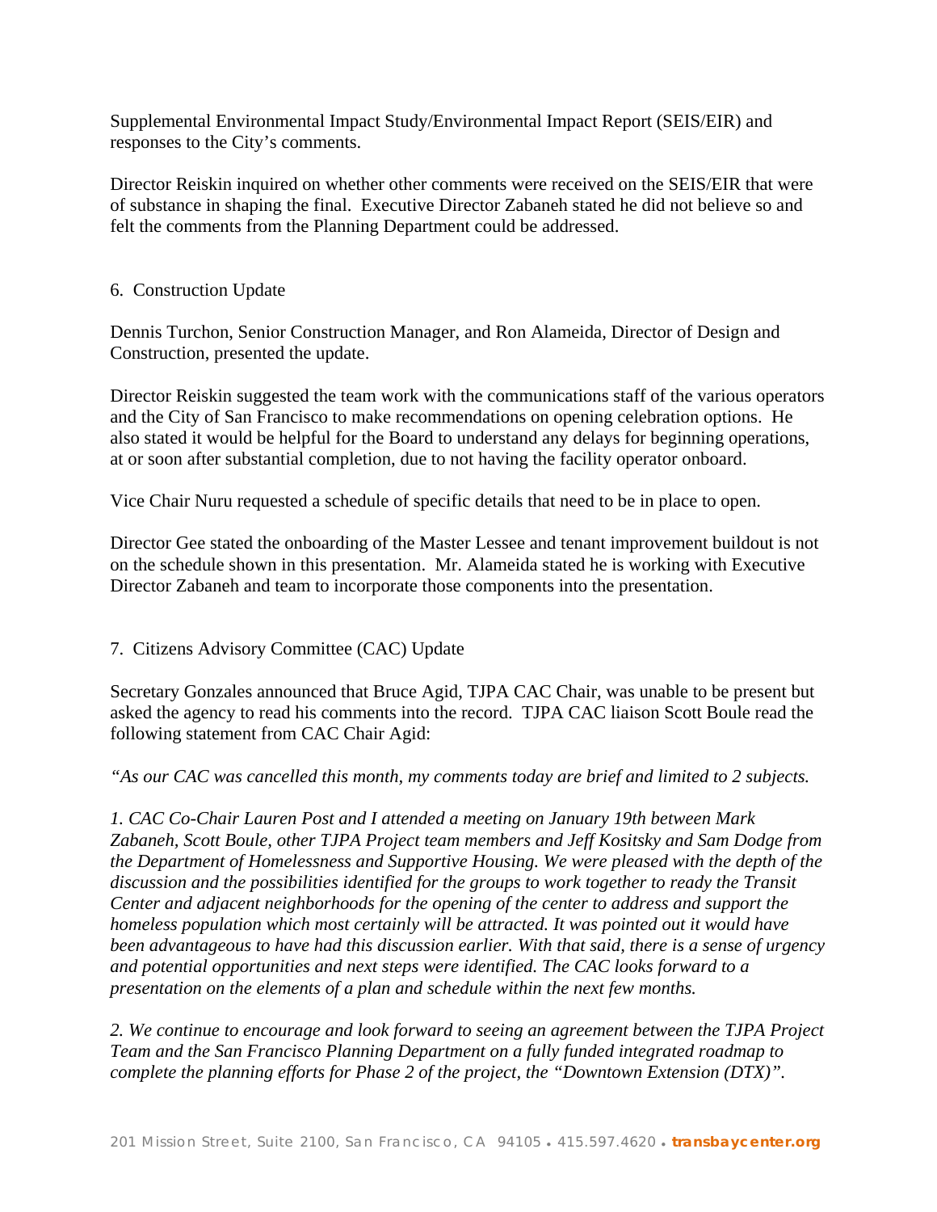Supplemental Environmental Impact Study/Environmental Impact Report (SEIS/EIR) and responses to the City's comments.

Director Reiskin inquired on whether other comments were received on the SEIS/EIR that were of substance in shaping the final. Executive Director Zabaneh stated he did not believe so and felt the comments from the Planning Department could be addressed.

6. Construction Update

Dennis Turchon, Senior Construction Manager, and Ron Alameida, Director of Design and Construction, presented the update.

Director Reiskin suggested the team work with the communications staff of the various operators and the City of San Francisco to make recommendations on opening celebration options. He also stated it would be helpful for the Board to understand any delays for beginning operations, at or soon after substantial completion, due to not having the facility operator onboard.

Vice Chair Nuru requested a schedule of specific details that need to be in place to open.

Director Gee stated the onboarding of the Master Lessee and tenant improvement buildout is not on the schedule shown in this presentation. Mr. Alameida stated he is working with Executive Director Zabaneh and team to incorporate those components into the presentation.

7. Citizens Advisory Committee (CAC) Update

Secretary Gonzales announced that Bruce Agid, TJPA CAC Chair, was unable to be present but asked the agency to read his comments into the record. TJPA CAC liaison Scott Boule read the following statement from CAC Chair Agid:

*"As our CAC was cancelled this month, my comments today are brief and limited to 2 subjects.*

*1. CAC Co-Chair Lauren Post and I attended a meeting on January 19th between Mark Zabaneh, Scott Boule, other TJPA Project team members and Jeff Kositsky and Sam Dodge from the Department of Homelessness and Supportive Housing. We were pleased with the depth of the discussion and the possibilities identified for the groups to work together to ready the Transit Center and adjacent neighborhoods for the opening of the center to address and support the homeless population which most certainly will be attracted. It was pointed out it would have been advantageous to have had this discussion earlier. With that said, there is a sense of urgency and potential opportunities and next steps were identified. The CAC looks forward to a presentation on the elements of a plan and schedule within the next few months.*

*2. We continue to encourage and look forward to seeing an agreement between the TJPA Project Team and the San Francisco Planning Department on a fully funded integrated roadmap to complete the planning efforts for Phase 2 of the project, the "Downtown Extension (DTX)".*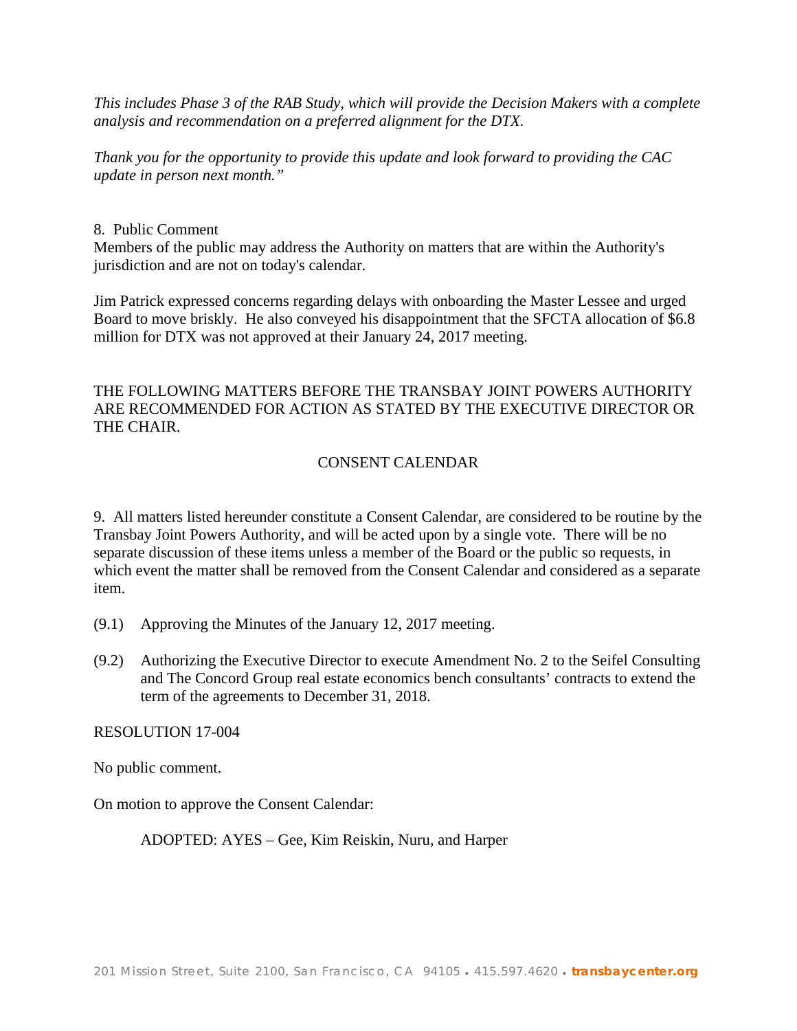*This includes Phase 3 of the RAB Study, which will provide the Decision Makers with a complete analysis and recommendation on a preferred alignment for the DTX.*

*Thank you for the opportunity to provide this update and look forward to providing the CAC update in person next month."*

8. Public Comment
Members of the public may address the Authority on matters that are within the Authority's jurisdiction and are not on today's calendar.

Jim Patrick expressed concerns regarding delays with onboarding the Master Lessee and urged Board to move briskly. He also conveyed his disappointment that the SFCTA allocation of $6.8 million for DTX was not approved at their January 24, 2017 meeting.

THE FOLLOWING MATTERS BEFORE THE TRANSBAY JOINT POWERS AUTHORITY ARE RECOMMENDED FOR ACTION AS STATED BY THE EXECUTIVE DIRECTOR OR THE CHAIR.

CONSENT CALENDAR

9. All matters listed hereunder constitute a Consent Calendar, are considered to be routine by the Transbay Joint Powers Authority, and will be acted upon by a single vote. There will be no separate discussion of these items unless a member of the Board or the public so requests, in which event the matter shall be removed from the Consent Calendar and considered as a separate item.

(9.1) Approving the Minutes of the January 12, 2017 meeting.

(9.2) Authorizing the Executive Director to execute Amendment No. 2 to the Seifel Consulting and The Concord Group real estate economics bench consultants' contracts to extend the term of the agreements to December 31, 2018.

RESOLUTION 17-004

No public comment.

On motion to approve the Consent Calendar:

ADOPTED: AYES – Gee, Kim Reiskin, Nuru, and Harper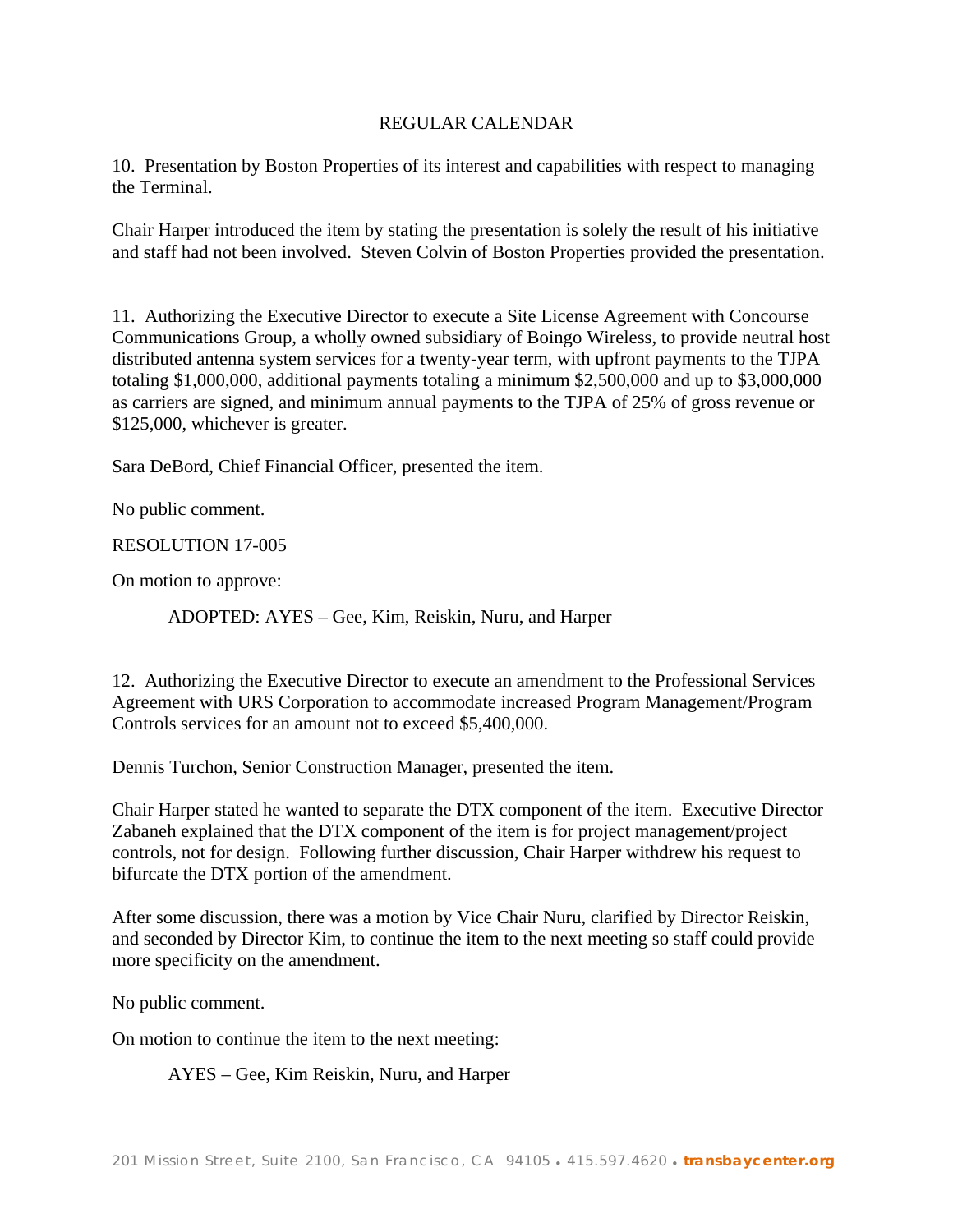REGULAR CALENDAR

10. Presentation by Boston Properties of its interest and capabilities with respect to managing the Terminal.

Chair Harper introduced the item by stating the presentation is solely the result of his initiative and staff had not been involved. Steven Colvin of Boston Properties provided the presentation.

11. Authorizing the Executive Director to execute a Site License Agreement with Concourse Communications Group, a wholly owned subsidiary of Boingo Wireless, to provide neutral host distributed antenna system services for a twenty-year term, with upfront payments to the TJPA totaling $1,000,000, additional payments totaling a minimum $2,500,000 and up to $3,000,000 as carriers are signed, and minimum annual payments to the TJPA of 25% of gross revenue or $125,000, whichever is greater.

Sara DeBord, Chief Financial Officer, presented the item.

No public comment.

RESOLUTION 17-005

On motion to approve:

ADOPTED: AYES – Gee, Kim, Reiskin, Nuru, and Harper

12. Authorizing the Executive Director to execute an amendment to the Professional Services Agreement with URS Corporation to accommodate increased Program Management/Program Controls services for an amount not to exceed $5,400,000.

Dennis Turchon, Senior Construction Manager, presented the item.

Chair Harper stated he wanted to separate the DTX component of the item. Executive Director Zabaneh explained that the DTX component of the item is for project management/project controls, not for design. Following further discussion, Chair Harper withdrew his request to bifurcate the DTX portion of the amendment.

After some discussion, there was a motion by Vice Chair Nuru, clarified by Director Reiskin, and seconded by Director Kim, to continue the item to the next meeting so staff could provide more specificity on the amendment.

No public comment.

On motion to continue the item to the next meeting:

AYES – Gee, Kim Reiskin, Nuru, and Harper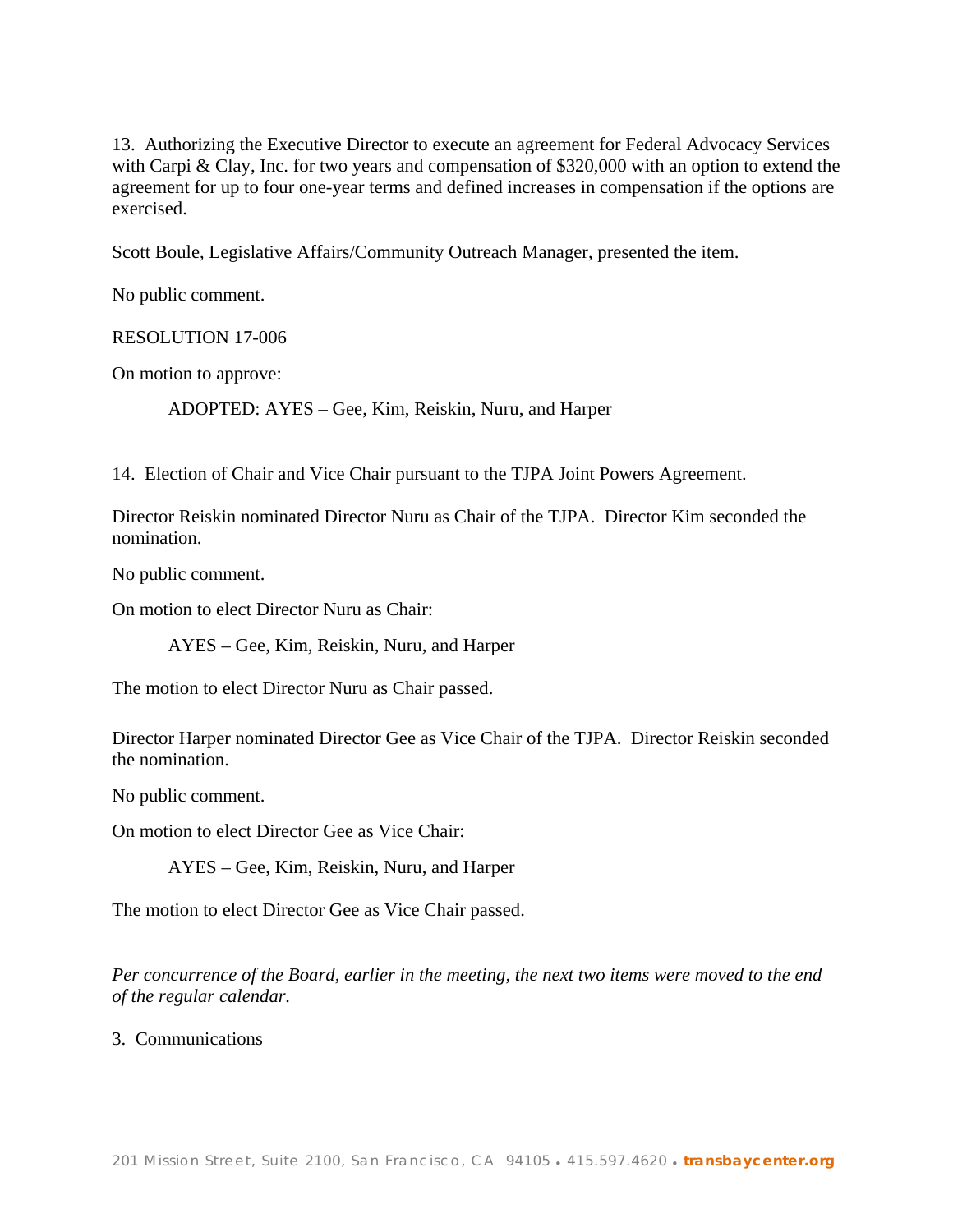13. Authorizing the Executive Director to execute an agreement for Federal Advocacy Services with Carpi & Clay, Inc. for two years and compensation of $320,000 with an option to extend the agreement for up to four one-year terms and defined increases in compensation if the options are exercised.

Scott Boule, Legislative Affairs/Community Outreach Manager, presented the item.

No public comment.

RESOLUTION 17-006

On motion to approve:

> ADOPTED: AYES – Gee, Kim, Reiskin, Nuru, and Harper

14. Election of Chair and Vice Chair pursuant to the TJPA Joint Powers Agreement.

Director Reiskin nominated Director Nuru as Chair of the TJPA. Director Kim seconded the nomination.

No public comment.

On motion to elect Director Nuru as Chair:

> AYES – Gee, Kim, Reiskin, Nuru, and Harper

The motion to elect Director Nuru as Chair passed.

Director Harper nominated Director Gee as Vice Chair of the TJPA. Director Reiskin seconded the nomination.

No public comment.

On motion to elect Director Gee as Vice Chair:

> AYES – Gee, Kim, Reiskin, Nuru, and Harper

The motion to elect Director Gee as Vice Chair passed.

*Per concurrence of the Board, earlier in the meeting, the next two items were moved to the end of the regular calendar.*

3. Communications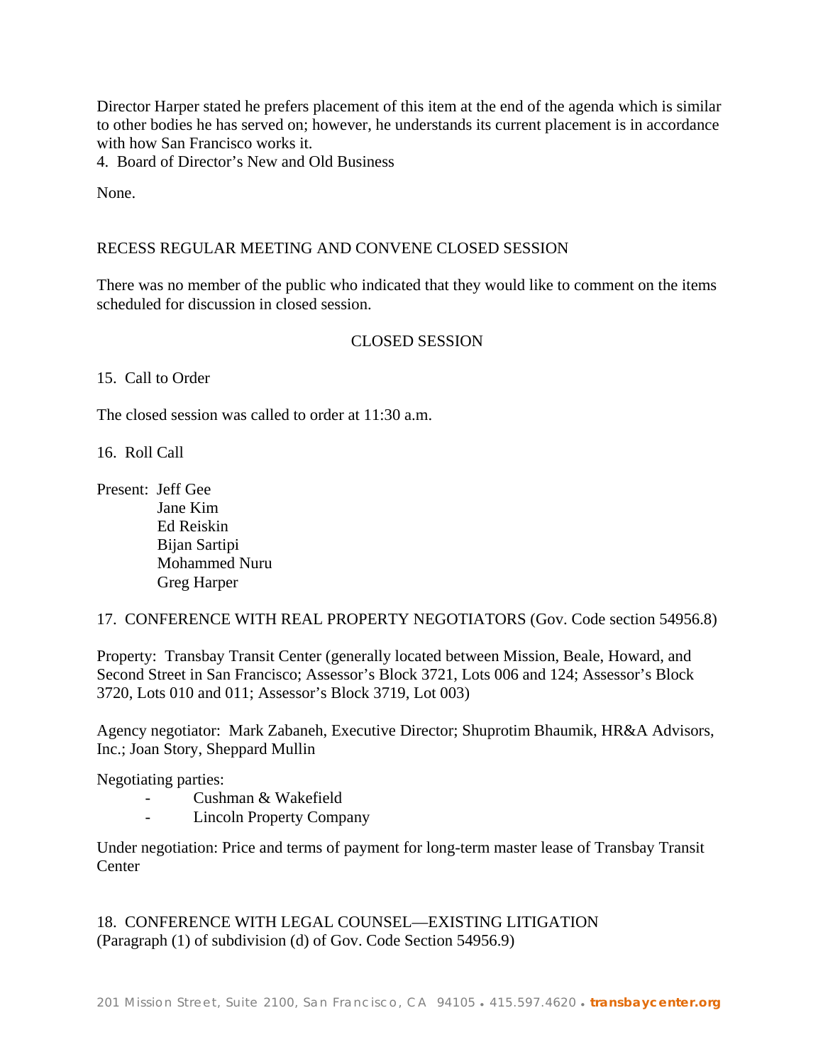Director Harper stated he prefers placement of this item at the end of the agenda which is similar to other bodies he has served on; however, he understands its current placement is in accordance with how San Francisco works it.

4. Board of Director's New and Old Business

None.

RECESS REGULAR MEETING AND CONVENE CLOSED SESSION

There was no member of the public who indicated that they would like to comment on the items scheduled for discussion in closed session.

## CLOSED SESSION

15. Call to Order

The closed session was called to order at 11:30 a.m.

16. Roll Call

Present: Jeff Gee
Jane Kim
Ed Reiskin
Bijan Sartipi
Mohammed Nuru
Greg Harper

17. CONFERENCE WITH REAL PROPERTY NEGOTIATORS (Gov. Code section 54956.8)

Property: Transbay Transit Center (generally located between Mission, Beale, Howard, and Second Street in San Francisco; Assessor's Block 3721, Lots 006 and 124; Assessor's Block 3720, Lots 010 and 011; Assessor's Block 3719, Lot 003)

Agency negotiator: Mark Zabaneh, Executive Director; Shuprotim Bhaumik, HR&A Advisors, Inc.; Joan Story, Sheppard Mullin

Negotiating parties:

- Cushman & Wakefield
- Lincoln Property Company

Under negotiation: Price and terms of payment for long-term master lease of Transbay Transit Center

18. CONFERENCE WITH LEGAL COUNSEL—EXISTING LITIGATION
(Paragraph (1) of subdivision (d) of Gov. Code Section 54956.9)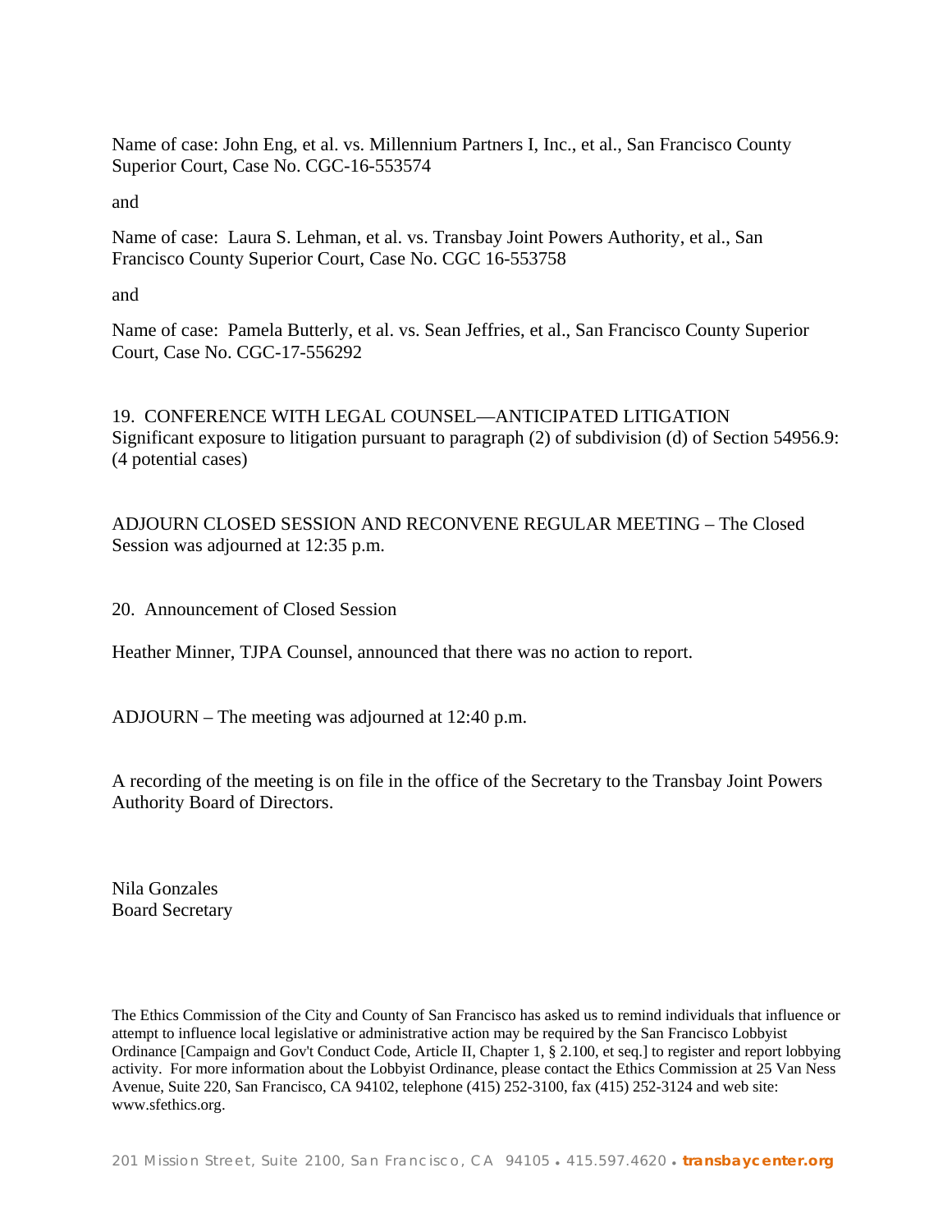Name of case: John Eng, et al. vs. Millennium Partners I, Inc., et al., San Francisco County Superior Court, Case No. CGC-16-553574

and

Name of case: Laura S. Lehman, et al. vs. Transbay Joint Powers Authority, et al., San Francisco County Superior Court, Case No. CGC 16-553758

and

Name of case: Pamela Butterly, et al. vs. Sean Jeffries, et al., San Francisco County Superior Court, Case No. CGC-17-556292

19. CONFERENCE WITH LEGAL COUNSEL—ANTICIPATED LITIGATION
Significant exposure to litigation pursuant to paragraph (2) of subdivision (d) of Section 54956.9: (4 potential cases)

ADJOURN CLOSED SESSION AND RECONVENE REGULAR MEETING – The Closed Session was adjourned at 12:35 p.m.

20. Announcement of Closed Session

Heather Minner, TJPA Counsel, announced that there was no action to report.

ADJOURN – The meeting was adjourned at 12:40 p.m.

A recording of the meeting is on file in the office of the Secretary to the Transbay Joint Powers Authority Board of Directors.

Nila Gonzales
Board Secretary

The Ethics Commission of the City and County of San Francisco has asked us to remind individuals that influence or attempt to influence local legislative or administrative action may be required by the San Francisco Lobbyist Ordinance [Campaign and Gov't Conduct Code, Article II, Chapter 1, § 2.100, et seq.] to register and report lobbying activity. For more information about the Lobbyist Ordinance, please contact the Ethics Commission at 25 Van Ness Avenue, Suite 220, San Francisco, CA 94102, telephone (415) 252-3100, fax (415) 252-3124 and web site: www.sfethics.org.